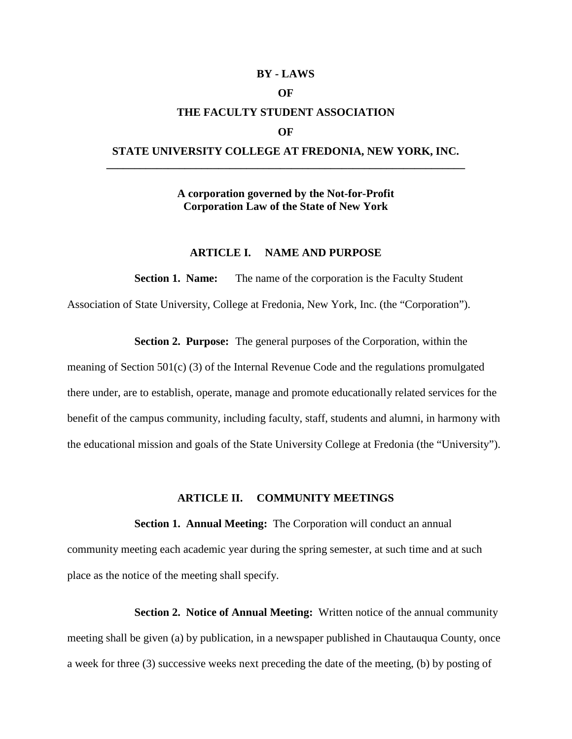# BY - LAWS

# OF

# THE FACULTY STUDENT ASSOCIATION

# OF

# STATE UNIVERSITY COLLEGE AT FREDONIA, NEW YORK, INC.

---

**A corporation governed by the Not-for-Profit Corporation Law of the State of New York**

## ARTICLE I. NAME AND PURPOSE

**Section 1. Name:** The name of the corporation is the Faculty Student Association of State University, College at Fredonia, New York, Inc. (the "Corporation").

**Section 2. Purpose:** The general purposes of the Corporation, within the meaning of Section 501(c) (3) of the Internal Revenue Code and the regulations promulgated there under, are to establish, operate, manage and promote educationally related services for the benefit of the campus community, including faculty, staff, students and alumni, in harmony with the educational mission and goals of the State University College at Fredonia (the "University").

## ARTICLE II. COMMUNITY MEETINGS

**Section 1. Annual Meeting:** The Corporation will conduct an annual community meeting each academic year during the spring semester, at such time and at such place as the notice of the meeting shall specify.

**Section 2. Notice of Annual Meeting:** Written notice of the annual community meeting shall be given (a) by publication, in a newspaper published in Chautauqua County, once a week for three (3) successive weeks next preceding the date of the meeting, (b) by posting of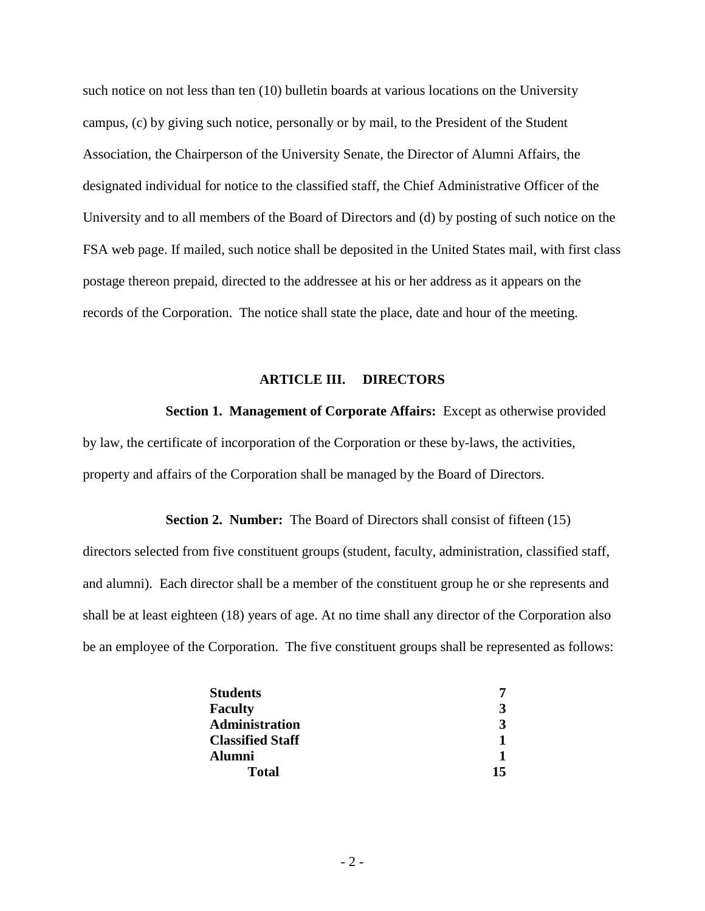such notice on not less than ten (10) bulletin boards at various locations on the University campus, (c) by giving such notice, personally or by mail, to the President of the Student Association, the Chairperson of the University Senate, the Director of Alumni Affairs, the designated individual for notice to the classified staff, the Chief Administrative Officer of the University and to all members of the Board of Directors and (d) by posting of such notice on the FSA web page. If mailed, such notice shall be deposited in the United States mail, with first class postage thereon prepaid, directed to the addressee at his or her address as it appears on the records of the Corporation. The notice shall state the place, date and hour of the meeting.

## ARTICLE III. DIRECTORS

**Section 1. Management of Corporate Affairs:** Except as otherwise provided by law, the certificate of incorporation of the Corporation or these by-laws, the activities, property and affairs of the Corporation shall be managed by the Board of Directors.

**Section 2. Number:** The Board of Directors shall consist of fifteen (15) directors selected from five constituent groups (student, faculty, administration, classified staff, and alumni). Each director shall be a member of the constituent group he or she represents and shall be at least eighteen (18) years of age. At no time shall any director of the Corporation also be an employee of the Corporation. The five constituent groups shall be represented as follows:

| Group | Number |
|---|---|
| **Students** | **7** |
| **Faculty** | **3** |
| **Administration** | **3** |
| **Classified Staff** | **1** |
| **Alumni** | **1** |
| **Total** | **15** |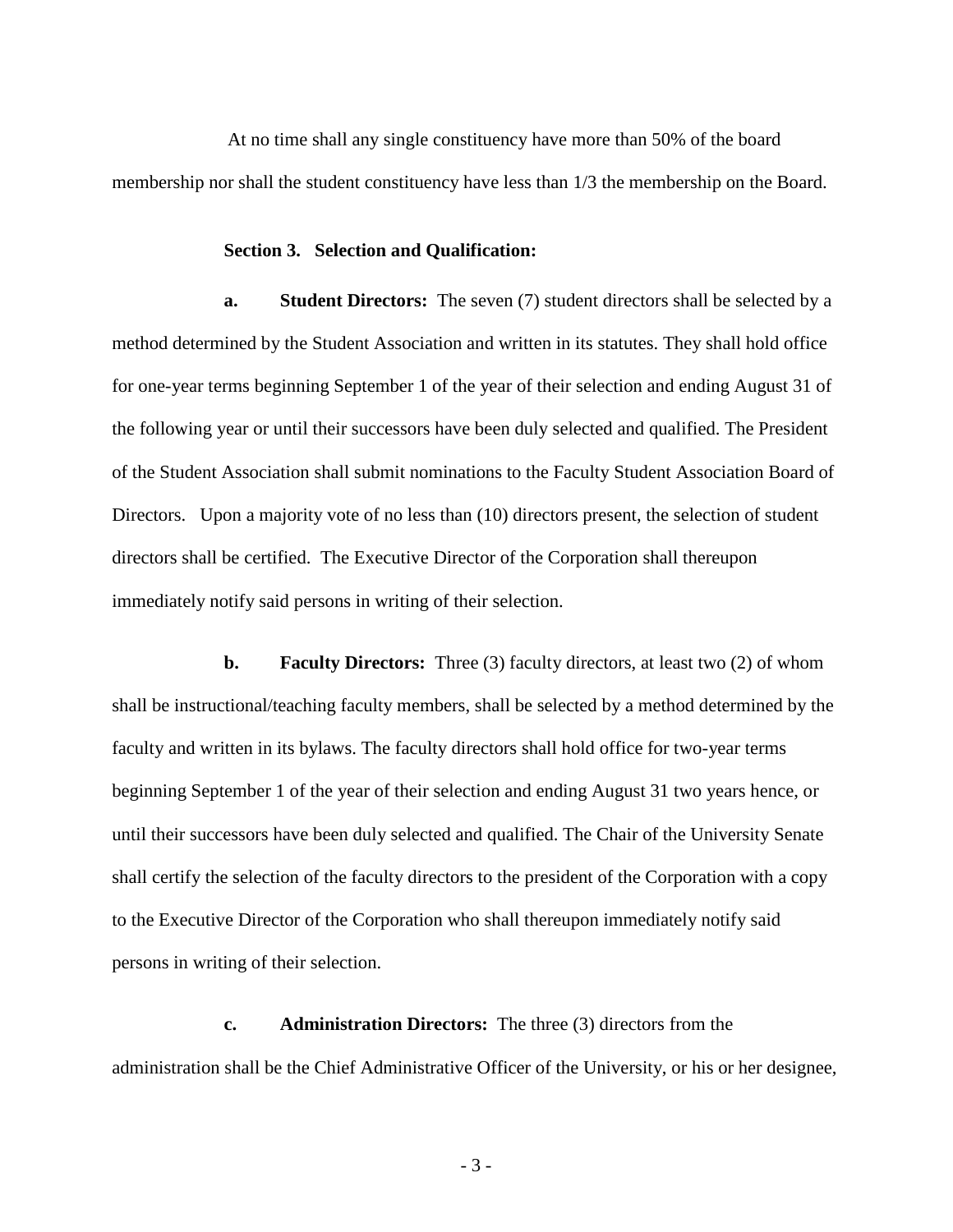At no time shall any single constituency have more than 50% of the board membership nor shall the student constituency have less than 1/3 the membership on the Board.

**Section 3. Selection and Qualification:**

**a. Student Directors:** The seven (7) student directors shall be selected by a method determined by the Student Association and written in its statutes. They shall hold office for one-year terms beginning September 1 of the year of their selection and ending August 31 of the following year or until their successors have been duly selected and qualified. The President of the Student Association shall submit nominations to the Faculty Student Association Board of Directors. Upon a majority vote of no less than (10) directors present, the selection of student directors shall be certified. The Executive Director of the Corporation shall thereupon immediately notify said persons in writing of their selection.

**b. Faculty Directors:** Three (3) faculty directors, at least two (2) of whom shall be instructional/teaching faculty members, shall be selected by a method determined by the faculty and written in its bylaws. The faculty directors shall hold office for two-year terms beginning September 1 of the year of their selection and ending August 31 two years hence, or until their successors have been duly selected and qualified. The Chair of the University Senate shall certify the selection of the faculty directors to the president of the Corporation with a copy to the Executive Director of the Corporation who shall thereupon immediately notify said persons in writing of their selection.

**c. Administration Directors:** The three (3) directors from the administration shall be the Chief Administrative Officer of the University, or his or her designee,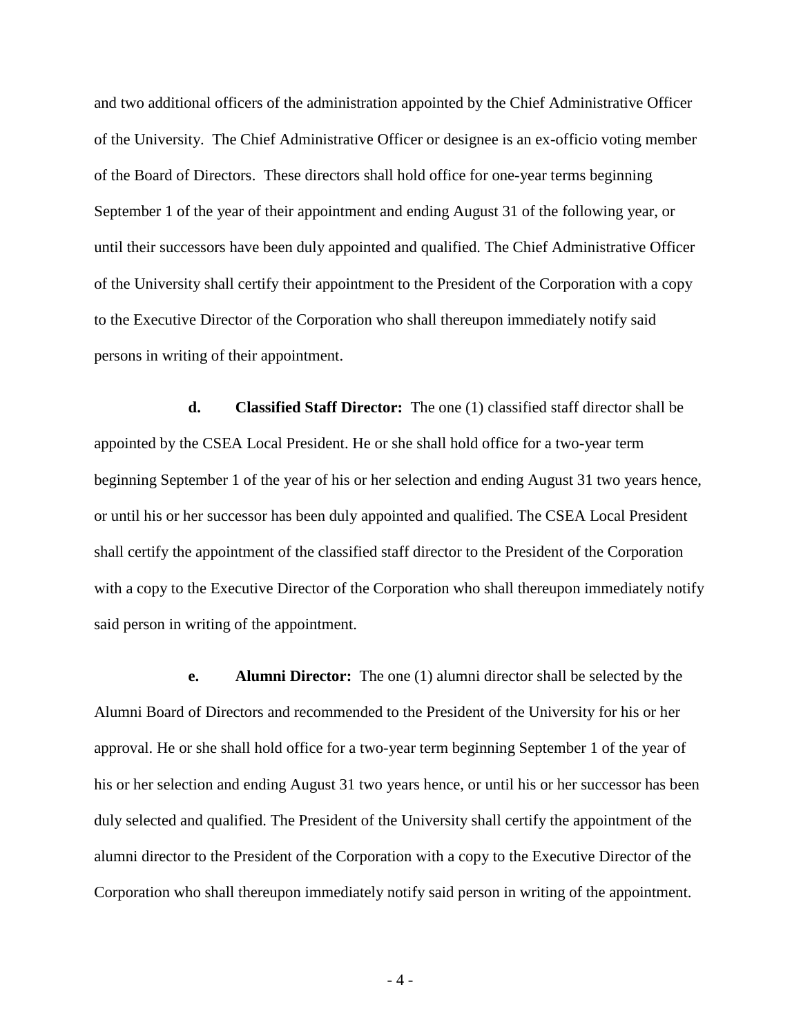and two additional officers of the administration appointed by the Chief Administrative Officer of the University. The Chief Administrative Officer or designee is an ex-officio voting member of the Board of Directors. These directors shall hold office for one-year terms beginning September 1 of the year of their appointment and ending August 31 of the following year, or until their successors have been duly appointed and qualified. The Chief Administrative Officer of the University shall certify their appointment to the President of the Corporation with a copy to the Executive Director of the Corporation who shall thereupon immediately notify said persons in writing of their appointment.

**d. Classified Staff Director:** The one (1) classified staff director shall be appointed by the CSEA Local President. He or she shall hold office for a two-year term beginning September 1 of the year of his or her selection and ending August 31 two years hence, or until his or her successor has been duly appointed and qualified. The CSEA Local President shall certify the appointment of the classified staff director to the President of the Corporation with a copy to the Executive Director of the Corporation who shall thereupon immediately notify said person in writing of the appointment.

**e. Alumni Director:** The one (1) alumni director shall be selected by the Alumni Board of Directors and recommended to the President of the University for his or her approval. He or she shall hold office for a two-year term beginning September 1 of the year of his or her selection and ending August 31 two years hence, or until his or her successor has been duly selected and qualified. The President of the University shall certify the appointment of the alumni director to the President of the Corporation with a copy to the Executive Director of the Corporation who shall thereupon immediately notify said person in writing of the appointment.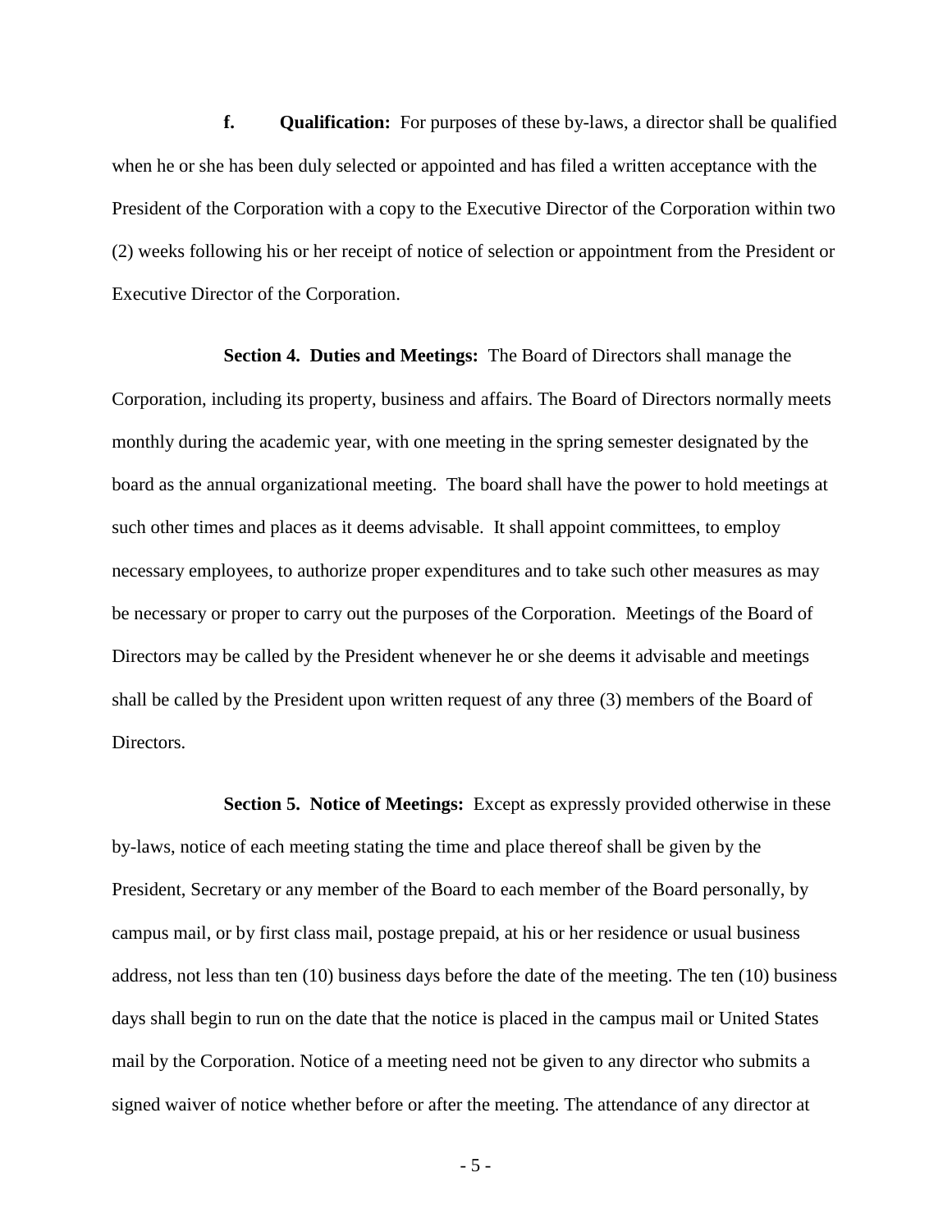**f. Qualification:** For purposes of these by-laws, a director shall be qualified when he or she has been duly selected or appointed and has filed a written acceptance with the President of the Corporation with a copy to the Executive Director of the Corporation within two (2) weeks following his or her receipt of notice of selection or appointment from the President or Executive Director of the Corporation.

**Section 4. Duties and Meetings:** The Board of Directors shall manage the Corporation, including its property, business and affairs. The Board of Directors normally meets monthly during the academic year, with one meeting in the spring semester designated by the board as the annual organizational meeting. The board shall have the power to hold meetings at such other times and places as it deems advisable. It shall appoint committees, to employ necessary employees, to authorize proper expenditures and to take such other measures as may be necessary or proper to carry out the purposes of the Corporation. Meetings of the Board of Directors may be called by the President whenever he or she deems it advisable and meetings shall be called by the President upon written request of any three (3) members of the Board of Directors.

**Section 5. Notice of Meetings:** Except as expressly provided otherwise in these by-laws, notice of each meeting stating the time and place thereof shall be given by the President, Secretary or any member of the Board to each member of the Board personally, by campus mail, or by first class mail, postage prepaid, at his or her residence or usual business address, not less than ten (10) business days before the date of the meeting. The ten (10) business days shall begin to run on the date that the notice is placed in the campus mail or United States mail by the Corporation. Notice of a meeting need not be given to any director who submits a signed waiver of notice whether before or after the meeting. The attendance of any director at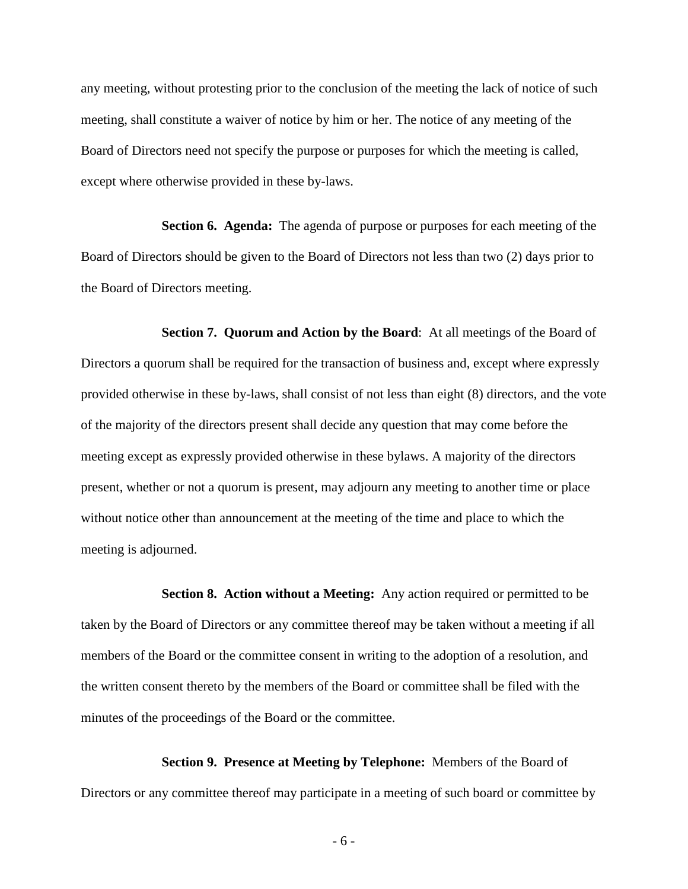any meeting, without protesting prior to the conclusion of the meeting the lack of notice of such meeting, shall constitute a waiver of notice by him or her. The notice of any meeting of the Board of Directors need not specify the purpose or purposes for which the meeting is called, except where otherwise provided in these by-laws.

**Section 6. Agenda:** The agenda of purpose or purposes for each meeting of the Board of Directors should be given to the Board of Directors not less than two (2) days prior to the Board of Directors meeting.

**Section 7. Quorum and Action by the Board**: At all meetings of the Board of Directors a quorum shall be required for the transaction of business and, except where expressly provided otherwise in these by-laws, shall consist of not less than eight (8) directors, and the vote of the majority of the directors present shall decide any question that may come before the meeting except as expressly provided otherwise in these bylaws. A majority of the directors present, whether or not a quorum is present, may adjourn any meeting to another time or place without notice other than announcement at the meeting of the time and place to which the meeting is adjourned.

**Section 8. Action without a Meeting:** Any action required or permitted to be taken by the Board of Directors or any committee thereof may be taken without a meeting if all members of the Board or the committee consent in writing to the adoption of a resolution, and the written consent thereto by the members of the Board or committee shall be filed with the minutes of the proceedings of the Board or the committee.

**Section 9. Presence at Meeting by Telephone:** Members of the Board of Directors or any committee thereof may participate in a meeting of such board or committee by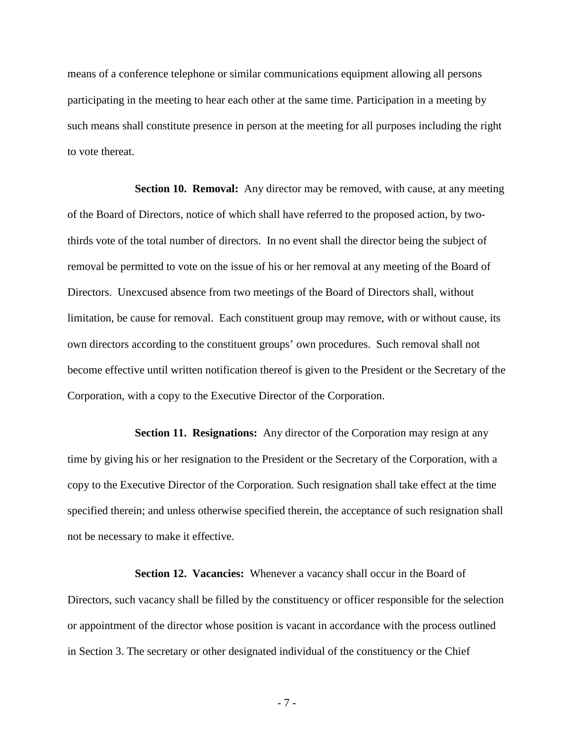means of a conference telephone or similar communications equipment allowing all persons participating in the meeting to hear each other at the same time. Participation in a meeting by such means shall constitute presence in person at the meeting for all purposes including the right to vote thereat.

**Section 10. Removal:** Any director may be removed, with cause, at any meeting of the Board of Directors, notice of which shall have referred to the proposed action, by two-thirds vote of the total number of directors. In no event shall the director being the subject of removal be permitted to vote on the issue of his or her removal at any meeting of the Board of Directors. Unexcused absence from two meetings of the Board of Directors shall, without limitation, be cause for removal. Each constituent group may remove, with or without cause, its own directors according to the constituent groups' own procedures. Such removal shall not become effective until written notification thereof is given to the President or the Secretary of the Corporation, with a copy to the Executive Director of the Corporation.

**Section 11. Resignations:** Any director of the Corporation may resign at any time by giving his or her resignation to the President or the Secretary of the Corporation, with a copy to the Executive Director of the Corporation. Such resignation shall take effect at the time specified therein; and unless otherwise specified therein, the acceptance of such resignation shall not be necessary to make it effective.

**Section 12. Vacancies:** Whenever a vacancy shall occur in the Board of Directors, such vacancy shall be filled by the constituency or officer responsible for the selection or appointment of the director whose position is vacant in accordance with the process outlined in Section 3. The secretary or other designated individual of the constituency or the Chief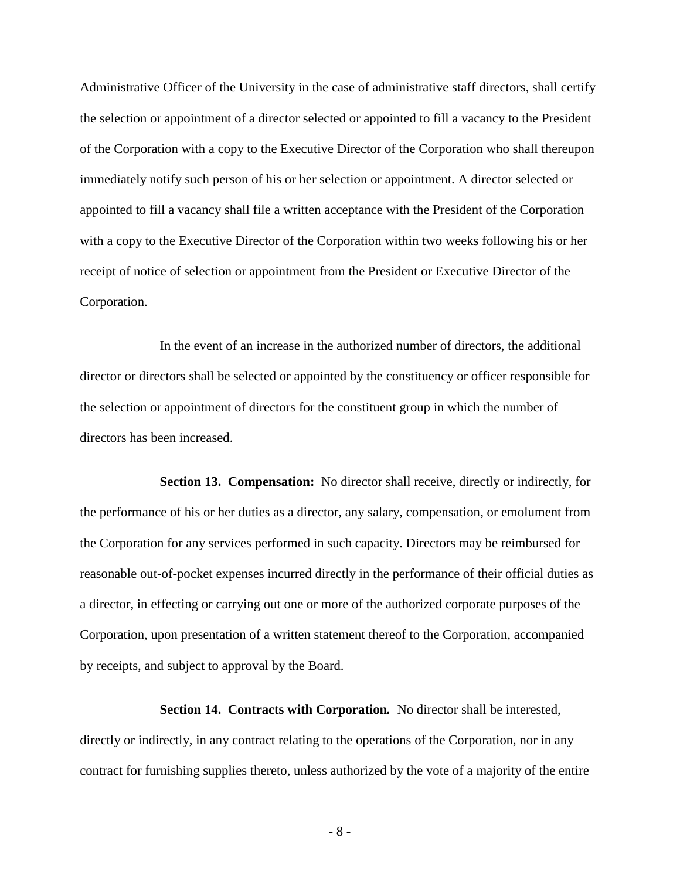Administrative Officer of the University in the case of administrative staff directors, shall certify the selection or appointment of a director selected or appointed to fill a vacancy to the President of the Corporation with a copy to the Executive Director of the Corporation who shall thereupon immediately notify such person of his or her selection or appointment. A director selected or appointed to fill a vacancy shall file a written acceptance with the President of the Corporation with a copy to the Executive Director of the Corporation within two weeks following his or her receipt of notice of selection or appointment from the President or Executive Director of the Corporation.

In the event of an increase in the authorized number of directors, the additional director or directors shall be selected or appointed by the constituency or officer responsible for the selection or appointment of directors for the constituent group in which the number of directors has been increased.

**Section 13. Compensation:** No director shall receive, directly or indirectly, for the performance of his or her duties as a director, any salary, compensation, or emolument from the Corporation for any services performed in such capacity. Directors may be reimbursed for reasonable out-of-pocket expenses incurred directly in the performance of their official duties as a director, in effecting or carrying out one or more of the authorized corporate purposes of the Corporation, upon presentation of a written statement thereof to the Corporation, accompanied by receipts, and subject to approval by the Board.

**Section 14. Contracts with Corporation*.*** No director shall be interested, directly or indirectly, in any contract relating to the operations of the Corporation, nor in any contract for furnishing supplies thereto, unless authorized by the vote of a majority of the entire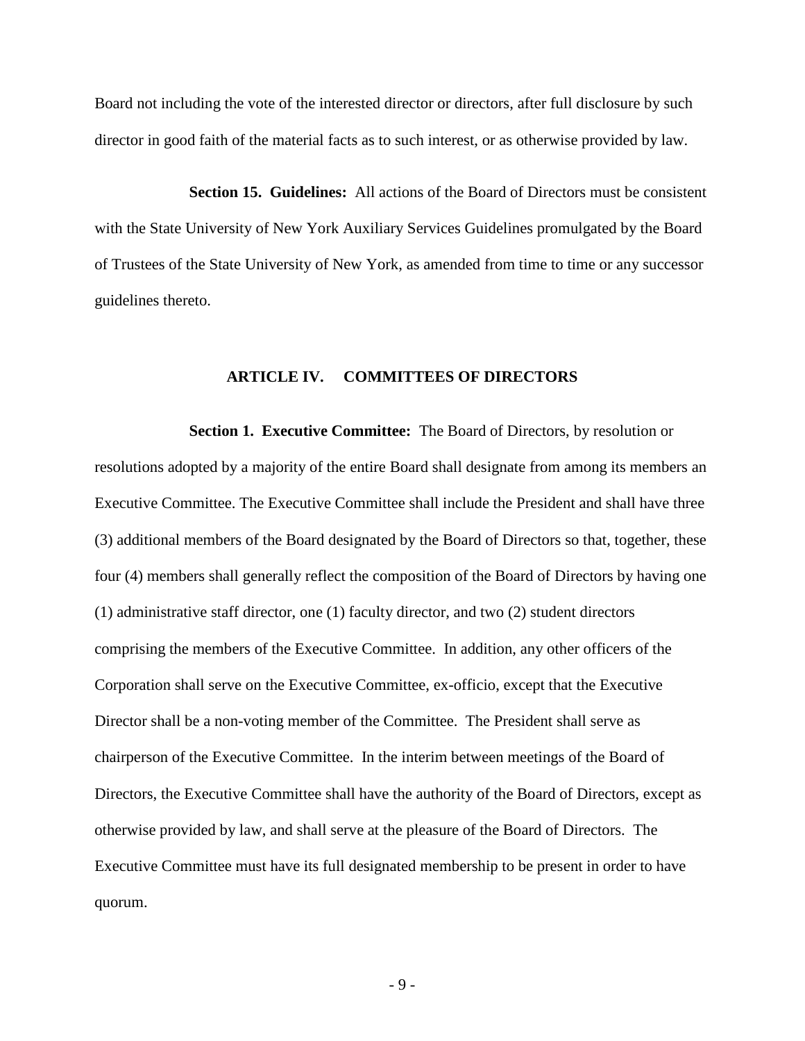Board not including the vote of the interested director or directors, after full disclosure by such director in good faith of the material facts as to such interest, or as otherwise provided by law.

**Section 15. Guidelines:** All actions of the Board of Directors must be consistent with the State University of New York Auxiliary Services Guidelines promulgated by the Board of Trustees of the State University of New York, as amended from time to time or any successor guidelines thereto.

## ARTICLE IV. COMMITTEES OF DIRECTORS

**Section 1. Executive Committee:** The Board of Directors, by resolution or resolutions adopted by a majority of the entire Board shall designate from among its members an Executive Committee. The Executive Committee shall include the President and shall have three (3) additional members of the Board designated by the Board of Directors so that, together, these four (4) members shall generally reflect the composition of the Board of Directors by having one (1) administrative staff director, one (1) faculty director, and two (2) student directors comprising the members of the Executive Committee. In addition, any other officers of the Corporation shall serve on the Executive Committee, ex-officio, except that the Executive Director shall be a non-voting member of the Committee. The President shall serve as chairperson of the Executive Committee. In the interim between meetings of the Board of Directors, the Executive Committee shall have the authority of the Board of Directors, except as otherwise provided by law, and shall serve at the pleasure of the Board of Directors. The Executive Committee must have its full designated membership to be present in order to have quorum.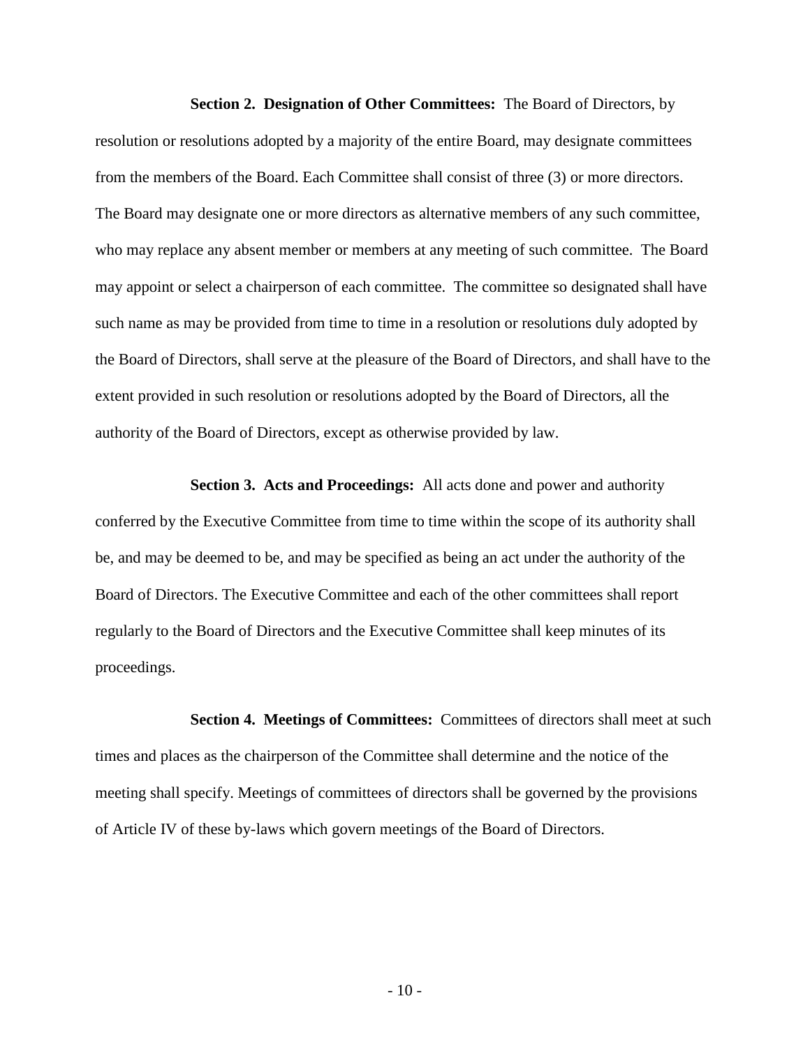**Section 2. Designation of Other Committees:** The Board of Directors, by resolution or resolutions adopted by a majority of the entire Board, may designate committees from the members of the Board. Each Committee shall consist of three (3) or more directors. The Board may designate one or more directors as alternative members of any such committee, who may replace any absent member or members at any meeting of such committee. The Board may appoint or select a chairperson of each committee. The committee so designated shall have such name as may be provided from time to time in a resolution or resolutions duly adopted by the Board of Directors, shall serve at the pleasure of the Board of Directors, and shall have to the extent provided in such resolution or resolutions adopted by the Board of Directors, all the authority of the Board of Directors, except as otherwise provided by law.

**Section 3. Acts and Proceedings:** All acts done and power and authority conferred by the Executive Committee from time to time within the scope of its authority shall be, and may be deemed to be, and may be specified as being an act under the authority of the Board of Directors. The Executive Committee and each of the other committees shall report regularly to the Board of Directors and the Executive Committee shall keep minutes of its proceedings.

**Section 4. Meetings of Committees:** Committees of directors shall meet at such times and places as the chairperson of the Committee shall determine and the notice of the meeting shall specify. Meetings of committees of directors shall be governed by the provisions of Article IV of these by-laws which govern meetings of the Board of Directors.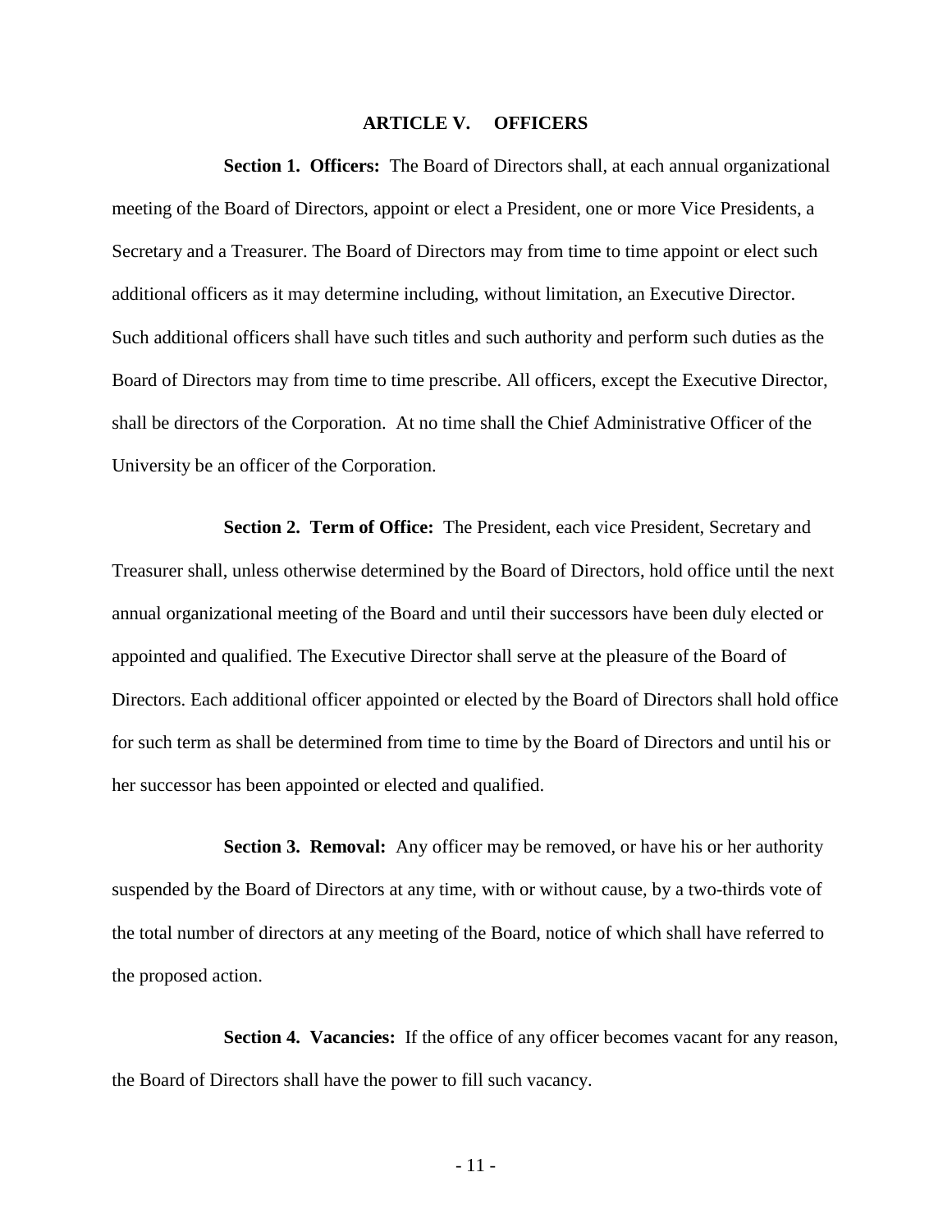## ARTICLE V. OFFICERS

**Section 1. Officers:** The Board of Directors shall, at each annual organizational meeting of the Board of Directors, appoint or elect a President, one or more Vice Presidents, a Secretary and a Treasurer. The Board of Directors may from time to time appoint or elect such additional officers as it may determine including, without limitation, an Executive Director. Such additional officers shall have such titles and such authority and perform such duties as the Board of Directors may from time to time prescribe. All officers, except the Executive Director, shall be directors of the Corporation. At no time shall the Chief Administrative Officer of the University be an officer of the Corporation.

**Section 2. Term of Office:** The President, each vice President, Secretary and Treasurer shall, unless otherwise determined by the Board of Directors, hold office until the next annual organizational meeting of the Board and until their successors have been duly elected or appointed and qualified. The Executive Director shall serve at the pleasure of the Board of Directors. Each additional officer appointed or elected by the Board of Directors shall hold office for such term as shall be determined from time to time by the Board of Directors and until his or her successor has been appointed or elected and qualified.

**Section 3. Removal:** Any officer may be removed, or have his or her authority suspended by the Board of Directors at any time, with or without cause, by a two-thirds vote of the total number of directors at any meeting of the Board, notice of which shall have referred to the proposed action.

**Section 4. Vacancies:** If the office of any officer becomes vacant for any reason, the Board of Directors shall have the power to fill such vacancy.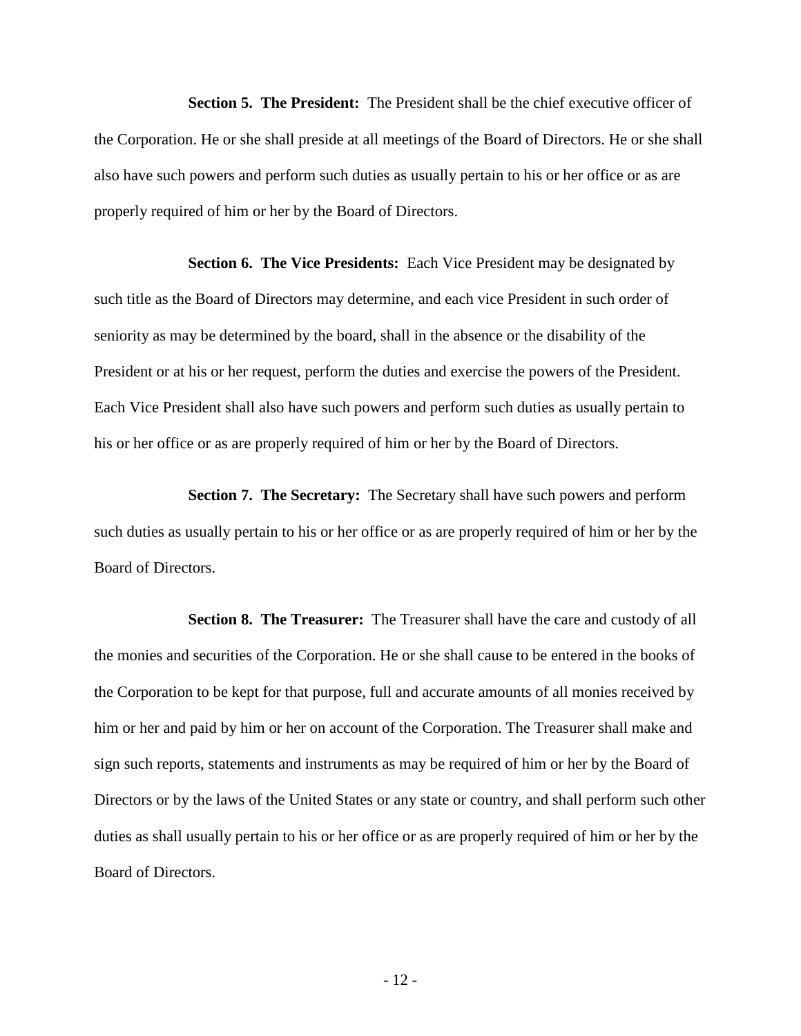**Section 5. The President:** The President shall be the chief executive officer of the Corporation. He or she shall preside at all meetings of the Board of Directors. He or she shall also have such powers and perform such duties as usually pertain to his or her office or as are properly required of him or her by the Board of Directors.

**Section 6. The Vice Presidents:** Each Vice President may be designated by such title as the Board of Directors may determine, and each vice President in such order of seniority as may be determined by the board, shall in the absence or the disability of the President or at his or her request, perform the duties and exercise the powers of the President. Each Vice President shall also have such powers and perform such duties as usually pertain to his or her office or as are properly required of him or her by the Board of Directors.

**Section 7. The Secretary:** The Secretary shall have such powers and perform such duties as usually pertain to his or her office or as are properly required of him or her by the Board of Directors.

**Section 8. The Treasurer:** The Treasurer shall have the care and custody of all the monies and securities of the Corporation. He or she shall cause to be entered in the books of the Corporation to be kept for that purpose, full and accurate amounts of all monies received by him or her and paid by him or her on account of the Corporation. The Treasurer shall make and sign such reports, statements and instruments as may be required of him or her by the Board of Directors or by the laws of the United States or any state or country, and shall perform such other duties as shall usually pertain to his or her office or as are properly required of him or her by the Board of Directors.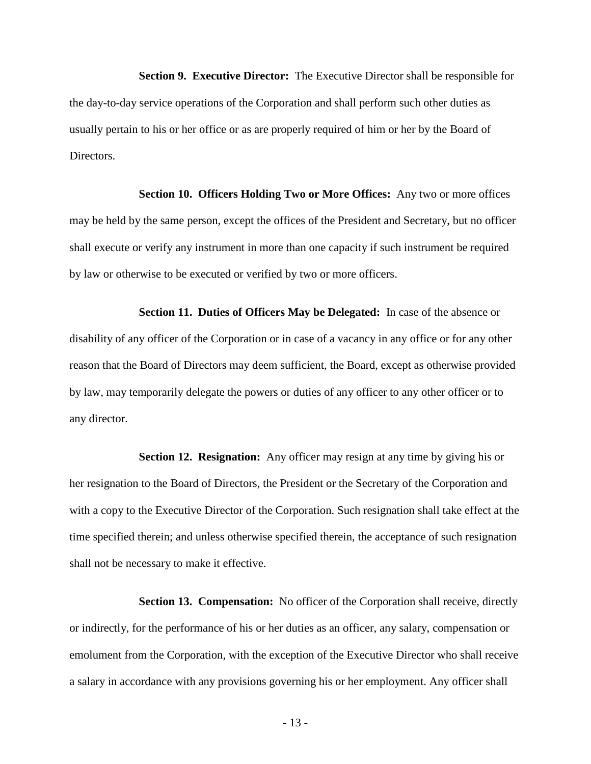**Section 9. Executive Director:** The Executive Director shall be responsible for the day-to-day service operations of the Corporation and shall perform such other duties as usually pertain to his or her office or as are properly required of him or her by the Board of Directors.

**Section 10. Officers Holding Two or More Offices:** Any two or more offices may be held by the same person, except the offices of the President and Secretary, but no officer shall execute or verify any instrument in more than one capacity if such instrument be required by law or otherwise to be executed or verified by two or more officers.

**Section 11. Duties of Officers May be Delegated:** In case of the absence or disability of any officer of the Corporation or in case of a vacancy in any office or for any other reason that the Board of Directors may deem sufficient, the Board, except as otherwise provided by law, may temporarily delegate the powers or duties of any officer to any other officer or to any director.

**Section 12. Resignation:** Any officer may resign at any time by giving his or her resignation to the Board of Directors, the President or the Secretary of the Corporation and with a copy to the Executive Director of the Corporation. Such resignation shall take effect at the time specified therein; and unless otherwise specified therein, the acceptance of such resignation shall not be necessary to make it effective.

**Section 13. Compensation:** No officer of the Corporation shall receive, directly or indirectly, for the performance of his or her duties as an officer, any salary, compensation or emolument from the Corporation, with the exception of the Executive Director who shall receive a salary in accordance with any provisions governing his or her employment. Any officer shall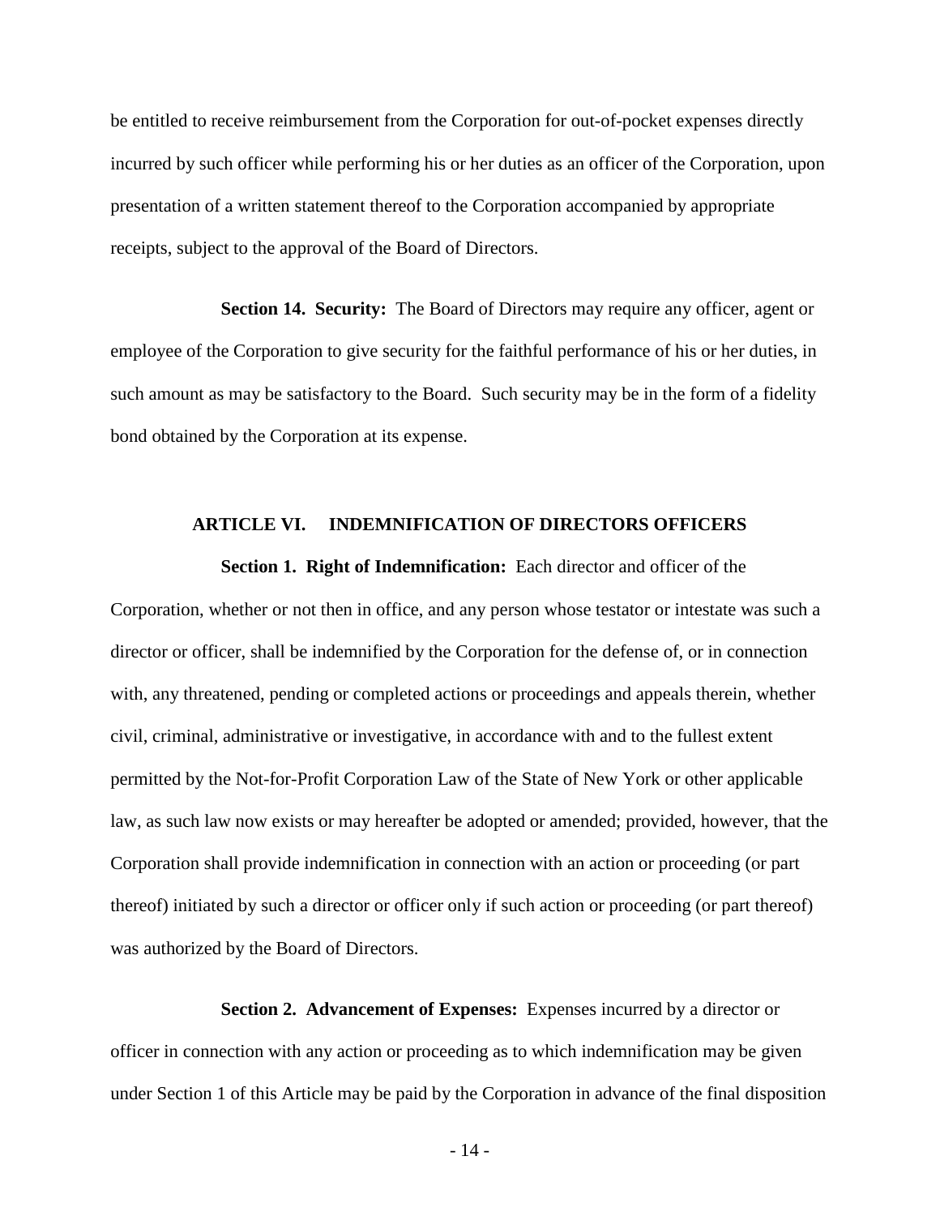be entitled to receive reimbursement from the Corporation for out-of-pocket expenses directly incurred by such officer while performing his or her duties as an officer of the Corporation, upon presentation of a written statement thereof to the Corporation accompanied by appropriate receipts, subject to the approval of the Board of Directors.

**Section 14. Security:** The Board of Directors may require any officer, agent or employee of the Corporation to give security for the faithful performance of his or her duties, in such amount as may be satisfactory to the Board. Such security may be in the form of a fidelity bond obtained by the Corporation at its expense.

## ARTICLE VI. INDEMNIFICATION OF DIRECTORS OFFICERS

**Section 1. Right of Indemnification:** Each director and officer of the Corporation, whether or not then in office, and any person whose testator or intestate was such a director or officer, shall be indemnified by the Corporation for the defense of, or in connection with, any threatened, pending or completed actions or proceedings and appeals therein, whether civil, criminal, administrative or investigative, in accordance with and to the fullest extent permitted by the Not-for-Profit Corporation Law of the State of New York or other applicable law, as such law now exists or may hereafter be adopted or amended; provided, however, that the Corporation shall provide indemnification in connection with an action or proceeding (or part thereof) initiated by such a director or officer only if such action or proceeding (or part thereof) was authorized by the Board of Directors.

**Section 2. Advancement of Expenses:** Expenses incurred by a director or officer in connection with any action or proceeding as to which indemnification may be given under Section 1 of this Article may be paid by the Corporation in advance of the final disposition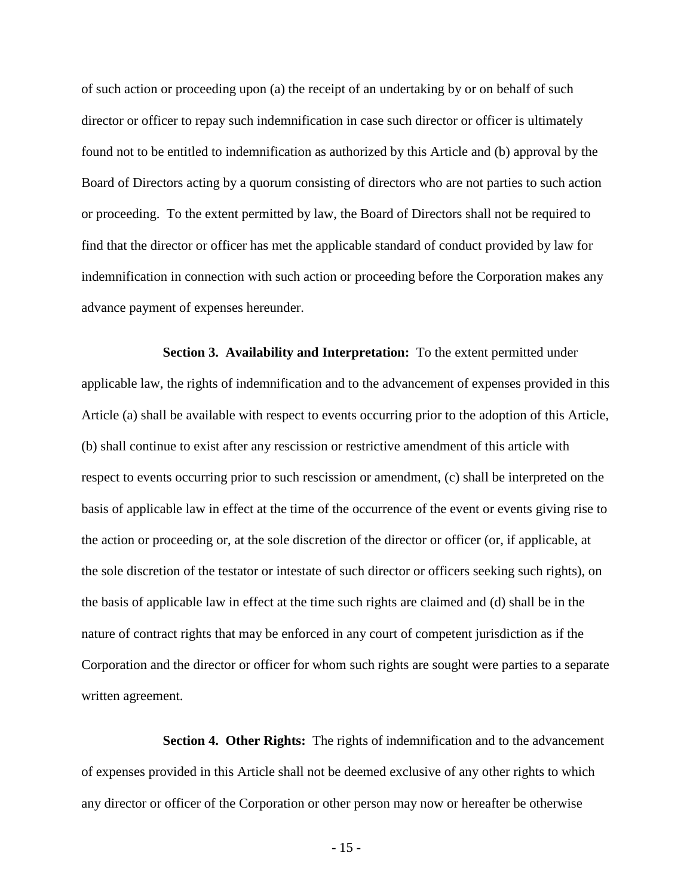of such action or proceeding upon (a) the receipt of an undertaking by or on behalf of such director or officer to repay such indemnification in case such director or officer is ultimately found not to be entitled to indemnification as authorized by this Article and (b) approval by the Board of Directors acting by a quorum consisting of directors who are not parties to such action or proceeding. To the extent permitted by law, the Board of Directors shall not be required to find that the director or officer has met the applicable standard of conduct provided by law for indemnification in connection with such action or proceeding before the Corporation makes any advance payment of expenses hereunder.

**Section 3. Availability and Interpretation:** To the extent permitted under applicable law, the rights of indemnification and to the advancement of expenses provided in this Article (a) shall be available with respect to events occurring prior to the adoption of this Article, (b) shall continue to exist after any rescission or restrictive amendment of this article with respect to events occurring prior to such rescission or amendment, (c) shall be interpreted on the basis of applicable law in effect at the time of the occurrence of the event or events giving rise to the action or proceeding or, at the sole discretion of the director or officer (or, if applicable, at the sole discretion of the testator or intestate of such director or officers seeking such rights), on the basis of applicable law in effect at the time such rights are claimed and (d) shall be in the nature of contract rights that may be enforced in any court of competent jurisdiction as if the Corporation and the director or officer for whom such rights are sought were parties to a separate written agreement.

**Section 4. Other Rights:** The rights of indemnification and to the advancement of expenses provided in this Article shall not be deemed exclusive of any other rights to which any director or officer of the Corporation or other person may now or hereafter be otherwise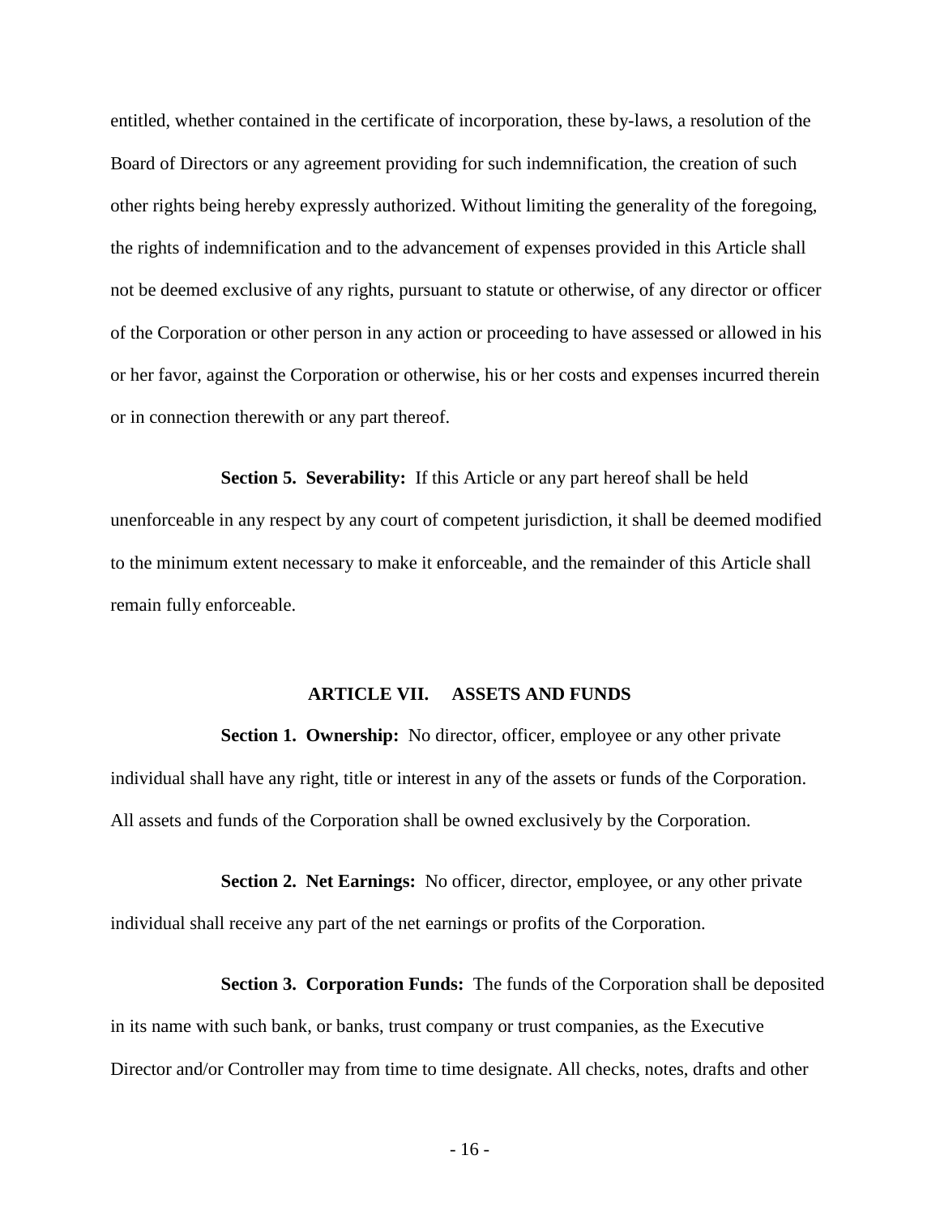entitled, whether contained in the certificate of incorporation, these by-laws, a resolution of the Board of Directors or any agreement providing for such indemnification, the creation of such other rights being hereby expressly authorized. Without limiting the generality of the foregoing, the rights of indemnification and to the advancement of expenses provided in this Article shall not be deemed exclusive of any rights, pursuant to statute or otherwise, of any director or officer of the Corporation or other person in any action or proceeding to have assessed or allowed in his or her favor, against the Corporation or otherwise, his or her costs and expenses incurred therein or in connection therewith or any part thereof.

**Section 5. Severability:** If this Article or any part hereof shall be held unenforceable in any respect by any court of competent jurisdiction, it shall be deemed modified to the minimum extent necessary to make it enforceable, and the remainder of this Article shall remain fully enforceable.

## ARTICLE VII. ASSETS AND FUNDS

**Section 1. Ownership:** No director, officer, employee or any other private individual shall have any right, title or interest in any of the assets or funds of the Corporation. All assets and funds of the Corporation shall be owned exclusively by the Corporation.

**Section 2. Net Earnings:** No officer, director, employee, or any other private individual shall receive any part of the net earnings or profits of the Corporation.

**Section 3. Corporation Funds:** The funds of the Corporation shall be deposited in its name with such bank, or banks, trust company or trust companies, as the Executive Director and/or Controller may from time to time designate. All checks, notes, drafts and other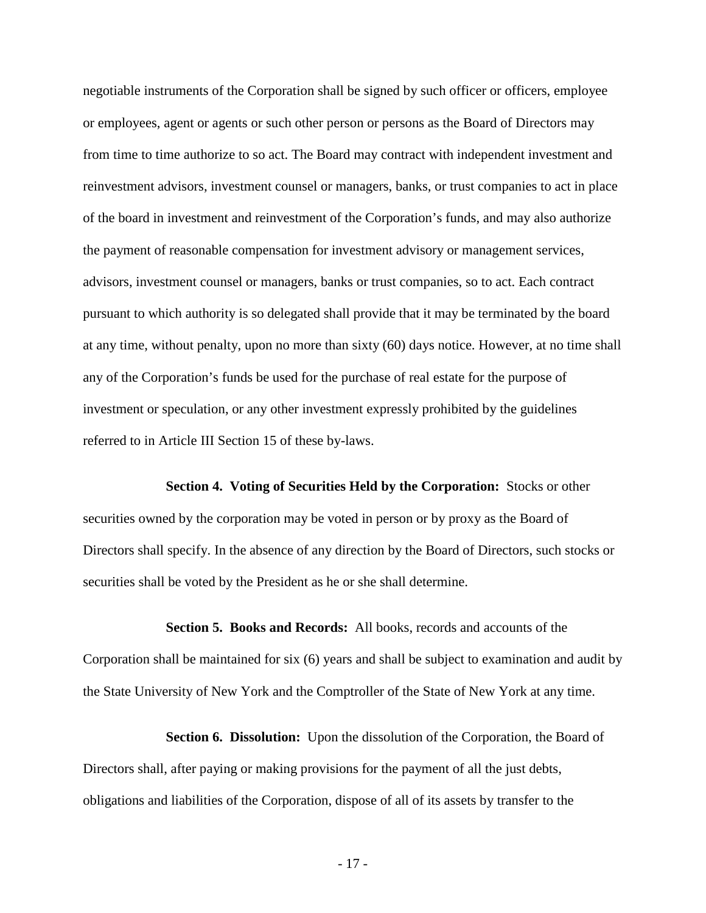negotiable instruments of the Corporation shall be signed by such officer or officers, employee or employees, agent or agents or such other person or persons as the Board of Directors may from time to time authorize to so act. The Board may contract with independent investment and reinvestment advisors, investment counsel or managers, banks, or trust companies to act in place of the board in investment and reinvestment of the Corporation's funds, and may also authorize the payment of reasonable compensation for investment advisory or management services, advisors, investment counsel or managers, banks or trust companies, so to act. Each contract pursuant to which authority is so delegated shall provide that it may be terminated by the board at any time, without penalty, upon no more than sixty (60) days notice. However, at no time shall any of the Corporation's funds be used for the purchase of real estate for the purpose of investment or speculation, or any other investment expressly prohibited by the guidelines referred to in Article III Section 15 of these by-laws.

**Section 4. Voting of Securities Held by the Corporation:** Stocks or other securities owned by the corporation may be voted in person or by proxy as the Board of Directors shall specify. In the absence of any direction by the Board of Directors, such stocks or securities shall be voted by the President as he or she shall determine.

**Section 5. Books and Records:** All books, records and accounts of the Corporation shall be maintained for six (6) years and shall be subject to examination and audit by the State University of New York and the Comptroller of the State of New York at any time.

**Section 6. Dissolution:** Upon the dissolution of the Corporation, the Board of Directors shall, after paying or making provisions for the payment of all the just debts, obligations and liabilities of the Corporation, dispose of all of its assets by transfer to the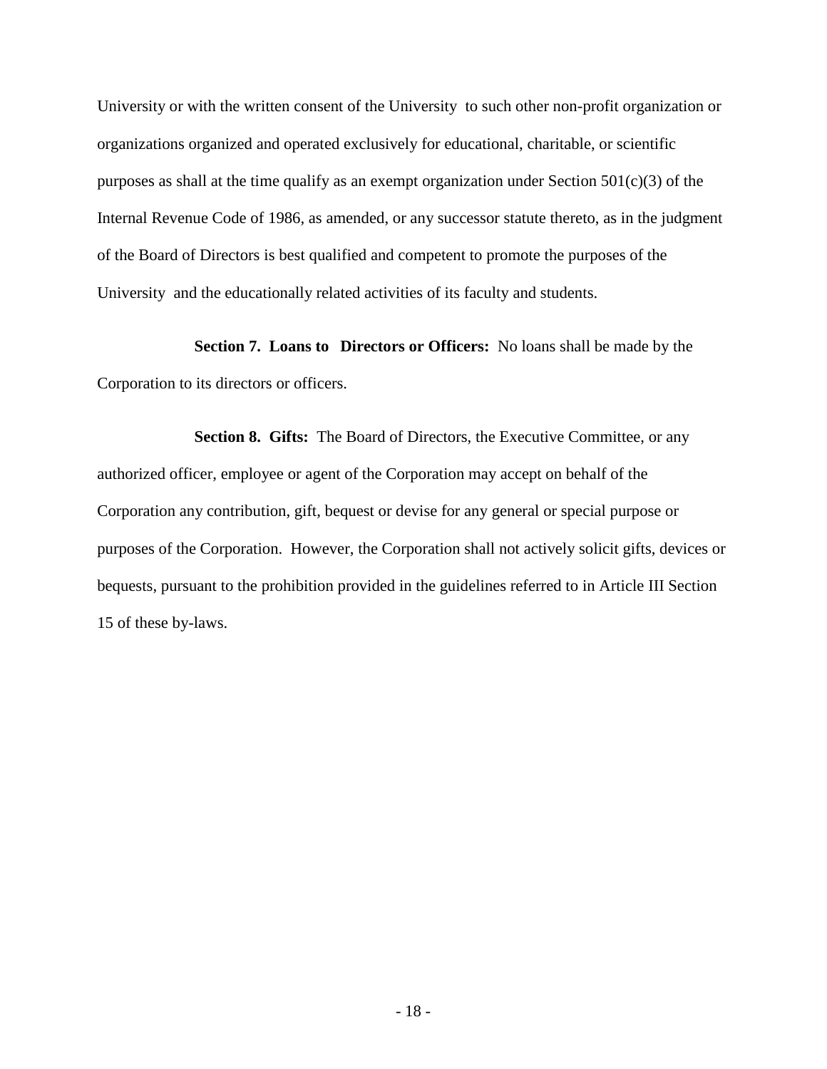University or with the written consent of the University to such other non-profit organization or organizations organized and operated exclusively for educational, charitable, or scientific purposes as shall at the time qualify as an exempt organization under Section 501(c)(3) of the Internal Revenue Code of 1986, as amended, or any successor statute thereto, as in the judgment of the Board of Directors is best qualified and competent to promote the purposes of the University and the educationally related activities of its faculty and students.

**Section 7. Loans to Directors or Officers:** No loans shall be made by the Corporation to its directors or officers.

**Section 8. Gifts:** The Board of Directors, the Executive Committee, or any authorized officer, employee or agent of the Corporation may accept on behalf of the Corporation any contribution, gift, bequest or devise for any general or special purpose or purposes of the Corporation. However, the Corporation shall not actively solicit gifts, devices or bequests, pursuant to the prohibition provided in the guidelines referred to in Article III Section 15 of these by-laws.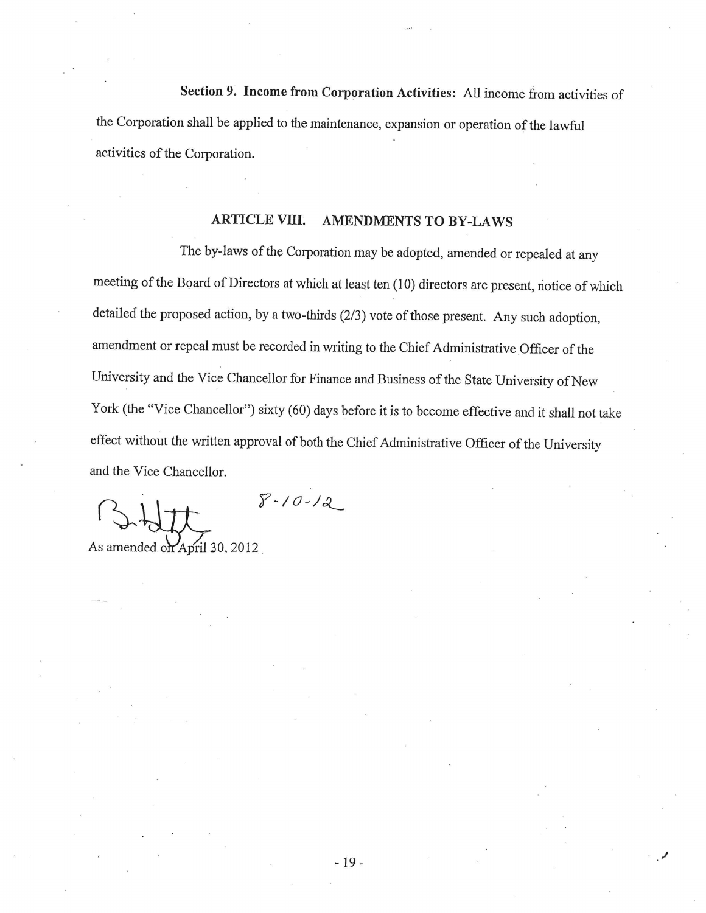**Section 9. Income from Corporation Activities:** All income from activities of the Corporation shall be applied to the maintenance, expansion or operation of the lawful activities of the Corporation.

## ARTICLE VIII. AMENDMENTS TO BY-LAWS

The by-laws of the Corporation may be adopted, amended or repealed at any meeting of the Board of Directors at which at least ten (10) directors are present, notice of which detailed the proposed action, by a two-thirds (2/3) vote of those present. Any such adoption, amendment or repeal must be recorded in writing to the Chief Administrative Officer of the University and the Vice Chancellor for Finance and Business of the State University of New York (the "Vice Chancellor") sixty (60) days before it is to become effective and it shall not take effect without the written approval of both the Chief Administrative Officer of the University and the Vice Chancellor.

8-10-12

As amended on April 30, 2012